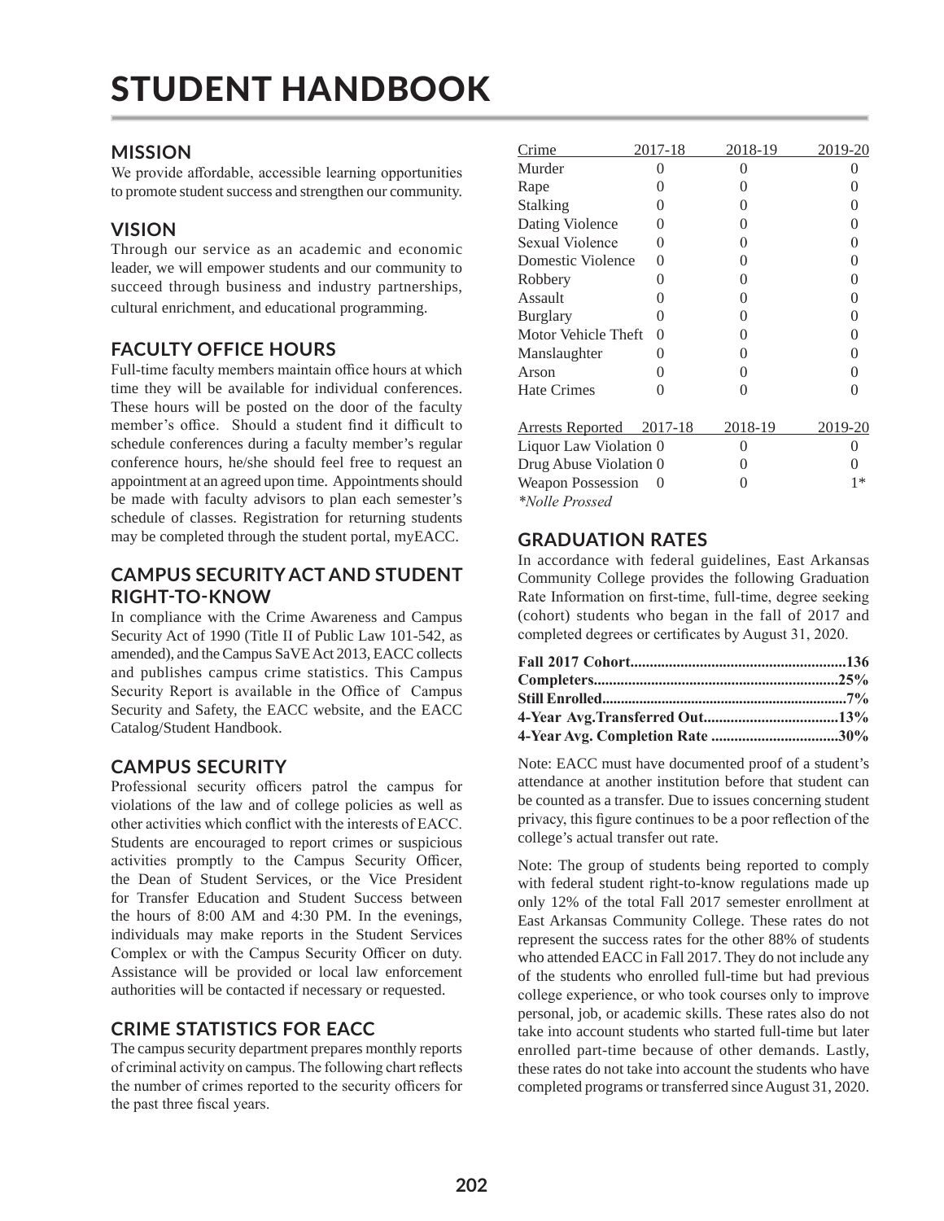# STUDENT HANDBOOK

## MISSION

We provide affordable, accessible learning opportunities to promote student success and strengthen our community.

## VISION

Through our service as an academic and economic leader, we will empower students and our community to succeed through business and industry partnerships, cultural enrichment, and educational programming.

## FACULTY OFFICE HOURS

Full-time faculty members maintain office hours at which time they will be available for individual conferences. These hours will be posted on the door of the faculty member's office. Should a student find it difficult to schedule conferences during a faculty member's regular conference hours, he/she should feel free to request an appointment at an agreed upon time. Appointments should be made with faculty advisors to plan each semester's schedule of classes. Registration for returning students may be completed through the student portal, myEACC.

## CAMPUS SECURITY ACT AND STUDENT RIGHT-TO-KNOW

In compliance with the Crime Awareness and Campus Security Act of 1990 (Title II of Public Law 101-542, as amended), and the Campus SaVE Act 2013, EACC collects and publishes campus crime statistics. This Campus Security Report is available in the Office of Campus Security and Safety, the EACC website, and the EACC Catalog/Student Handbook.

## CAMPUS SECURITY

Professional security officers patrol the campus for violations of the law and of college policies as well as other activities which conflict with the interests of EACC. Students are encouraged to report crimes or suspicious activities promptly to the Campus Security Officer, the Dean of Student Services, or the Vice President for Transfer Education and Student Success between the hours of 8:00 AM and 4:30 PM. In the evenings, individuals may make reports in the Student Services Complex or with the Campus Security Officer on duty. Assistance will be provided or local law enforcement authorities will be contacted if necessary or requested.

## CRIME STATISTICS FOR EACC

The campus security department prepares monthly reports of criminal activity on campus. The following chart reflects the number of crimes reported to the security officers for the past three fiscal years.

| Crime | 2017-18 | 2018-19 | 2019-20 |
|---|---|---|---|
| Murder | 0 | 0 | 0 |
| Rape | 0 | 0 | 0 |
| Stalking | 0 | 0 | 0 |
| Dating Violence | 0 | 0 | 0 |
| Sexual Violence | 0 | 0 | 0 |
| Domestic Violence | 0 | 0 | 0 |
| Robbery | 0 | 0 | 0 |
| Assault | 0 | 0 | 0 |
| Burglary | 0 | 0 | 0 |
| Motor Vehicle Theft | 0 | 0 | 0 |
| Manslaughter | 0 | 0 | 0 |
| Arson | 0 | 0 | 0 |
| Hate Crimes | 0 | 0 | 0 |

| Arrests Reported | 2017-18 | 2018-19 | 2019-20 |
|---|---|---|---|
| Liquor Law Violation | 0 | 0 | 0 |
| Drug Abuse Violation | 0 | 0 | 0 |
| Weapon Possession | 0 | 0 | 1* |

*\*Nolle Prossed*

## GRADUATION RATES

In accordance with federal guidelines, East Arkansas Community College provides the following Graduation Rate Information on first-time, full-time, degree seeking (cohort) students who began in the fall of 2017 and completed degrees or certificates by August 31, 2020.

**Fall 2017 Cohort........................................................136**
**Completers..............................................................25%**
**Still Enrolled.............................................................7%**
**4-Year Avg.Transferred Out...................................13%**
**4-Year Avg. Completion Rate .................................30%**

Note: EACC must have documented proof of a student's attendance at another institution before that student can be counted as a transfer. Due to issues concerning student privacy, this figure continues to be a poor reflection of the college's actual transfer out rate.

Note: The group of students being reported to comply with federal student right-to-know regulations made up only 12% of the total Fall 2017 semester enrollment at East Arkansas Community College. These rates do not represent the success rates for the other 88% of students who attended EACC in Fall 2017. They do not include any of the students who enrolled full-time but had previous college experience, or who took courses only to improve personal, job, or academic skills. These rates also do not take into account students who started full-time but later enrolled part-time because of other demands. Lastly, these rates do not take into account the students who have completed programs or transferred since August 31, 2020.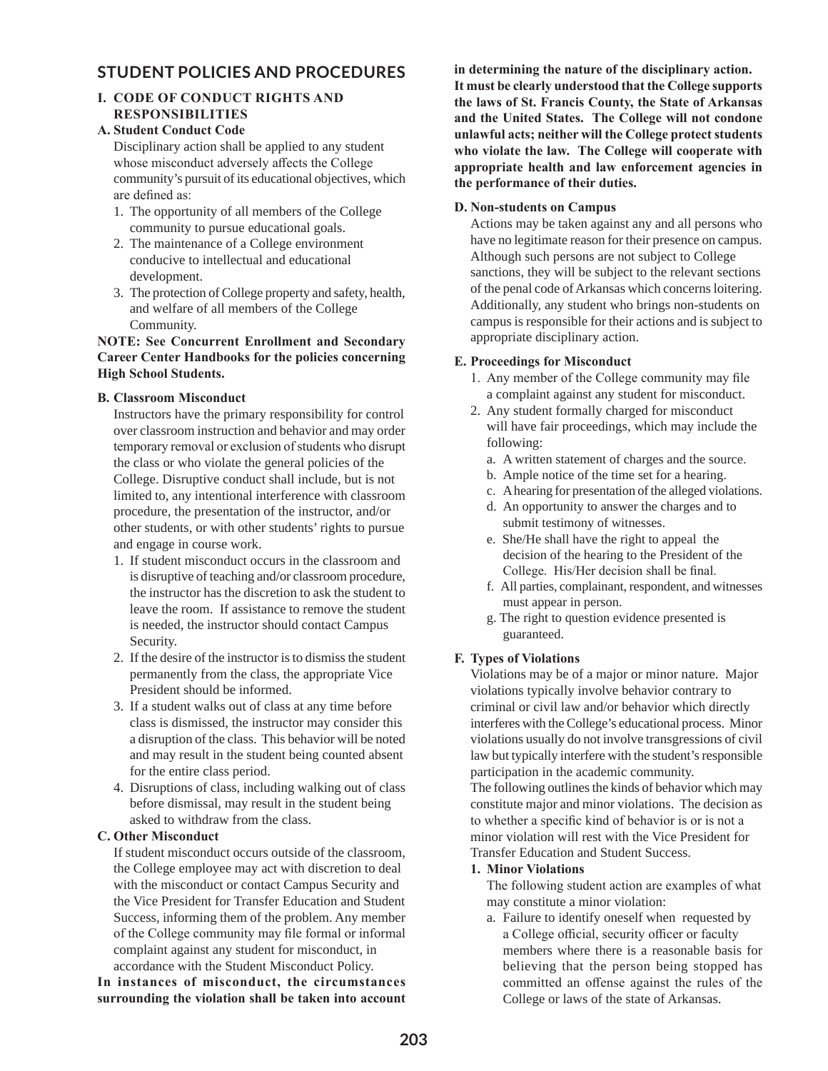# STUDENT POLICIES AND PROCEDURES

## I. CODE OF CONDUCT RIGHTS AND RESPONSIBILITIES

### A. Student Conduct Code

Disciplinary action shall be applied to any student whose misconduct adversely affects the College community's pursuit of its educational objectives, which are defined as:

1. The opportunity of all members of the College community to pursue educational goals.
2. The maintenance of a College environment conducive to intellectual and educational development.
3. The protection of College property and safety, health, and welfare of all members of the College Community.

**NOTE: See Concurrent Enrollment and Secondary Career Center Handbooks for the policies concerning High School Students.**

### B. Classroom Misconduct

Instructors have the primary responsibility for control over classroom instruction and behavior and may order temporary removal or exclusion of students who disrupt the class or who violate the general policies of the College. Disruptive conduct shall include, but is not limited to, any intentional interference with classroom procedure, the presentation of the instructor, and/or other students, or with other students' rights to pursue and engage in course work.

1. If student misconduct occurs in the classroom and is disruptive of teaching and/or classroom procedure, the instructor has the discretion to ask the student to leave the room. If assistance to remove the student is needed, the instructor should contact Campus Security.
2. If the desire of the instructor is to dismiss the student permanently from the class, the appropriate Vice President should be informed.
3. If a student walks out of class at any time before class is dismissed, the instructor may consider this a disruption of the class. This behavior will be noted and may result in the student being counted absent for the entire class period.
4. Disruptions of class, including walking out of class before dismissal, may result in the student being asked to withdraw from the class.

### C. Other Misconduct

If student misconduct occurs outside of the classroom, the College employee may act with discretion to deal with the misconduct or contact Campus Security and the Vice President for Transfer Education and Student Success, informing them of the problem. Any member of the College community may file formal or informal complaint against any student for misconduct, in accordance with the Student Misconduct Policy.

**In instances of misconduct, the circumstances surrounding the violation shall be taken into account in determining the nature of the disciplinary action. It must be clearly understood that the College supports the laws of St. Francis County, the State of Arkansas and the United States. The College will not condone unlawful acts; neither will the College protect students who violate the law. The College will cooperate with appropriate health and law enforcement agencies in the performance of their duties.**

### D. Non-students on Campus

Actions may be taken against any and all persons who have no legitimate reason for their presence on campus. Although such persons are not subject to College sanctions, they will be subject to the relevant sections of the penal code of Arkansas which concerns loitering. Additionally, any student who brings non-students on campus is responsible for their actions and is subject to appropriate disciplinary action.

### E. Proceedings for Misconduct

1. Any member of the College community may file a complaint against any student for misconduct.
2. Any student formally charged for misconduct will have fair proceedings, which may include the following:
   a. A written statement of charges and the source.
   b. Ample notice of the time set for a hearing.
   c. A hearing for presentation of the alleged violations.
   d. An opportunity to answer the charges and to submit testimony of witnesses.
   e. She/He shall have the right to appeal the decision of the hearing to the President of the College. His/Her decision shall be final.
   f. All parties, complainant, respondent, and witnesses must appear in person.
   g. The right to question evidence presented is guaranteed.

### F. Types of Violations

Violations may be of a major or minor nature. Major violations typically involve behavior contrary to criminal or civil law and/or behavior which directly interferes with the College's educational process. Minor violations usually do not involve transgressions of civil law but typically interfere with the student's responsible participation in the academic community.

The following outlines the kinds of behavior which may constitute major and minor violations. The decision as to whether a specific kind of behavior is or is not a minor violation will rest with the Vice President for Transfer Education and Student Success.

**1. Minor Violations**

The following student action are examples of what may constitute a minor violation:

a. Failure to identify oneself when requested by a College official, security officer or faculty members where there is a reasonable basis for believing that the person being stopped has committed an offense against the rules of the College or laws of the state of Arkansas.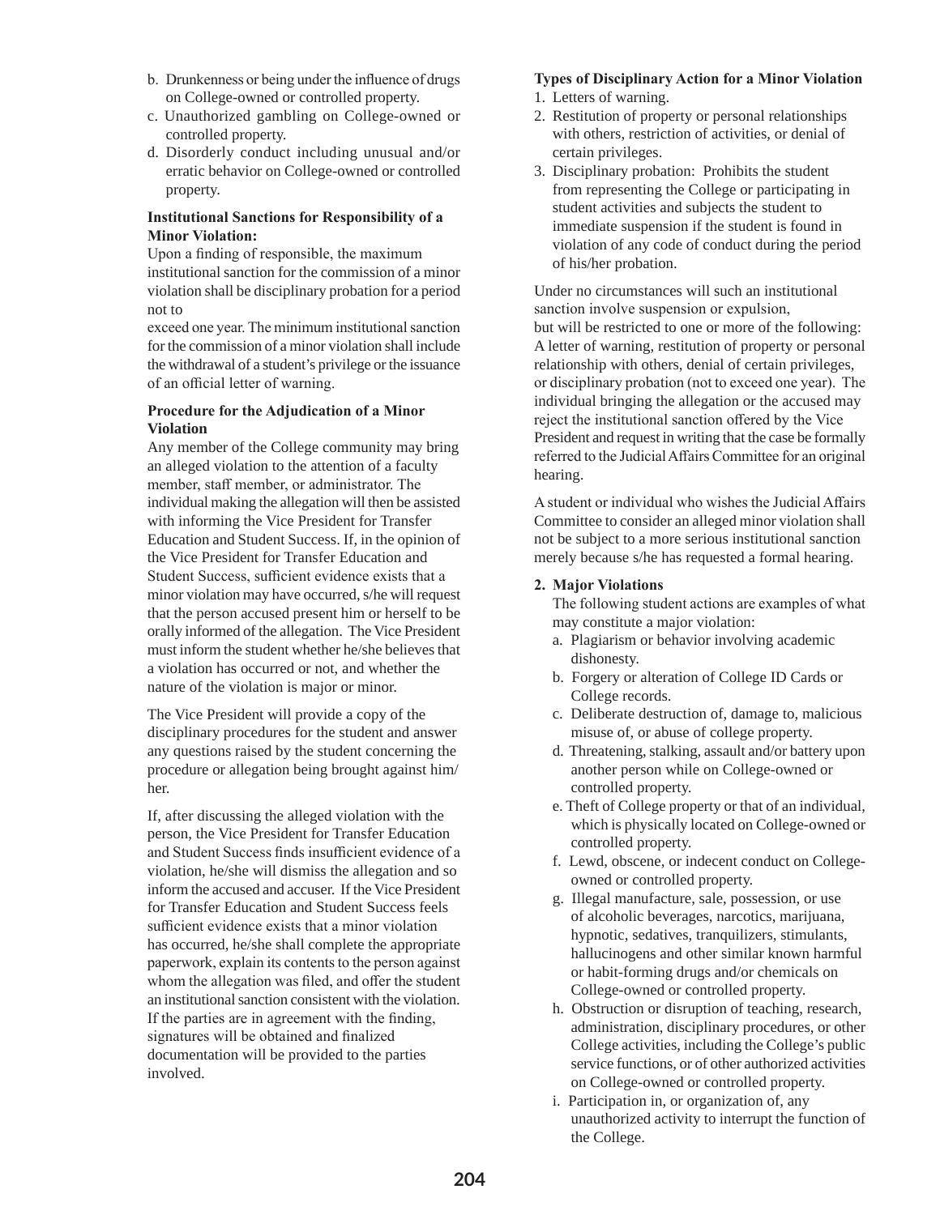b. Drunkenness or being under the influence of drugs on College-owned or controlled property.
c. Unauthorized gambling on College-owned or controlled property.
d. Disorderly conduct including unusual and/or erratic behavior on College-owned or controlled property.

**Institutional Sanctions for Responsibility of a Minor Violation:**

Upon a finding of responsible, the maximum institutional sanction for the commission of a minor violation shall be disciplinary probation for a period not to exceed one year. The minimum institutional sanction for the commission of a minor violation shall include the withdrawal of a student's privilege or the issuance of an official letter of warning.

**Procedure for the Adjudication of a Minor Violation**

Any member of the College community may bring an alleged violation to the attention of a faculty member, staff member, or administrator. The individual making the allegation will then be assisted with informing the Vice President for Transfer Education and Student Success. If, in the opinion of the Vice President for Transfer Education and Student Success, sufficient evidence exists that a minor violation may have occurred, s/he will request that the person accused present him or herself to be orally informed of the allegation. The Vice President must inform the student whether he/she believes that a violation has occurred or not, and whether the nature of the violation is major or minor.

The Vice President will provide a copy of the disciplinary procedures for the student and answer any questions raised by the student concerning the procedure or allegation being brought against him/her.

If, after discussing the alleged violation with the person, the Vice President for Transfer Education and Student Success finds insufficient evidence of a violation, he/she will dismiss the allegation and so inform the accused and accuser. If the Vice President for Transfer Education and Student Success feels sufficient evidence exists that a minor violation has occurred, he/she shall complete the appropriate paperwork, explain its contents to the person against whom the allegation was filed, and offer the student an institutional sanction consistent with the violation. If the parties are in agreement with the finding, signatures will be obtained and finalized documentation will be provided to the parties involved.

**Types of Disciplinary Action for a Minor Violation**

1. Letters of warning.
2. Restitution of property or personal relationships with others, restriction of activities, or denial of certain privileges.
3. Disciplinary probation: Prohibits the student from representing the College or participating in student activities and subjects the student to immediate suspension if the student is found in violation of any code of conduct during the period of his/her probation.

Under no circumstances will such an institutional sanction involve suspension or expulsion, but will be restricted to one or more of the following: A letter of warning, restitution of property or personal relationship with others, denial of certain privileges, or disciplinary probation (not to exceed one year). The individual bringing the allegation or the accused may reject the institutional sanction offered by the Vice President and request in writing that the case be formally referred to the Judicial Affairs Committee for an original hearing.

A student or individual who wishes the Judicial Affairs Committee to consider an alleged minor violation shall not be subject to a more serious institutional sanction merely because s/he has requested a formal hearing.

**2. Major Violations**

The following student actions are examples of what may constitute a major violation:

a. Plagiarism or behavior involving academic dishonesty.
b. Forgery or alteration of College ID Cards or College records.
c. Deliberate destruction of, damage to, malicious misuse of, or abuse of college property.
d. Threatening, stalking, assault and/or battery upon another person while on College-owned or controlled property.
e. Theft of College property or that of an individual, which is physically located on College-owned or controlled property.
f. Lewd, obscene, or indecent conduct on College-owned or controlled property.
g. Illegal manufacture, sale, possession, or use of alcoholic beverages, narcotics, marijuana, hypnotic, sedatives, tranquilizers, stimulants, hallucinogens and other similar known harmful or habit-forming drugs and/or chemicals on College-owned or controlled property.
h. Obstruction or disruption of teaching, research, administration, disciplinary procedures, or other College activities, including the College's public service functions, or of other authorized activities on College-owned or controlled property.
i. Participation in, or organization of, any unauthorized activity to interrupt the function of the College.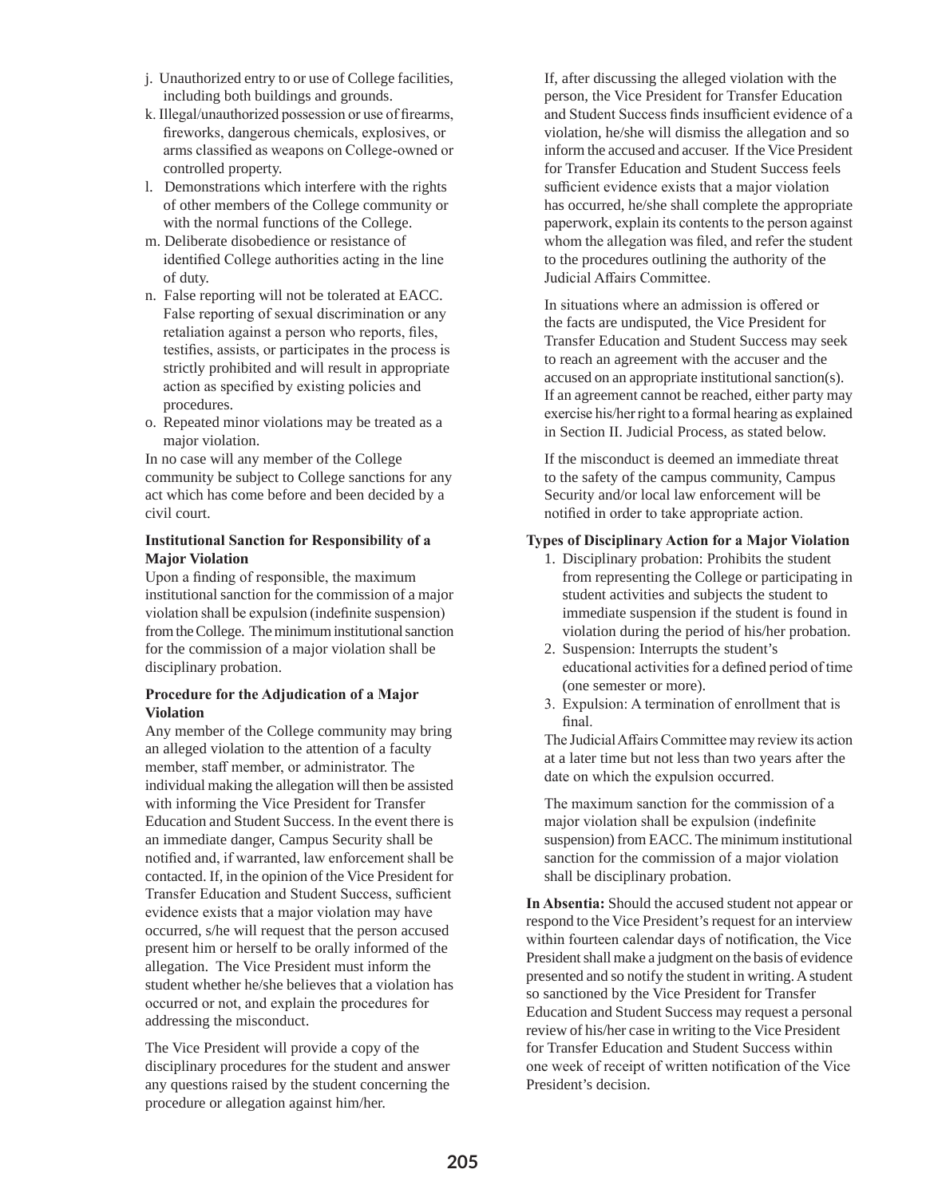j. Unauthorized entry to or use of College facilities, including both buildings and grounds.

k. Illegal/unauthorized possession or use of firearms, fireworks, dangerous chemicals, explosives, or arms classified as weapons on College-owned or controlled property.

l. Demonstrations which interfere with the rights of other members of the College community or with the normal functions of the College.

m. Deliberate disobedience or resistance of identified College authorities acting in the line of duty.

n. False reporting will not be tolerated at EACC. False reporting of sexual discrimination or any retaliation against a person who reports, files, testifies, assists, or participates in the process is strictly prohibited and will result in appropriate action as specified by existing policies and procedures.

o. Repeated minor violations may be treated as a major violation.

In no case will any member of the College community be subject to College sanctions for any act which has come before and been decided by a civil court.

**Institutional Sanction for Responsibility of a Major Violation**

Upon a finding of responsible, the maximum institutional sanction for the commission of a major violation shall be expulsion (indefinite suspension) from the College. The minimum institutional sanction for the commission of a major violation shall be disciplinary probation.

**Procedure for the Adjudication of a Major Violation**

Any member of the College community may bring an alleged violation to the attention of a faculty member, staff member, or administrator. The individual making the allegation will then be assisted with informing the Vice President for Transfer Education and Student Success. In the event there is an immediate danger, Campus Security shall be notified and, if warranted, law enforcement shall be contacted. If, in the opinion of the Vice President for Transfer Education and Student Success, sufficient evidence exists that a major violation may have occurred, s/he will request that the person accused present him or herself to be orally informed of the allegation. The Vice President must inform the student whether he/she believes that a violation has occurred or not, and explain the procedures for addressing the misconduct.

The Vice President will provide a copy of the disciplinary procedures for the student and answer any questions raised by the student concerning the procedure or allegation against him/her.

If, after discussing the alleged violation with the person, the Vice President for Transfer Education and Student Success finds insufficient evidence of a violation, he/she will dismiss the allegation and so inform the accused and accuser. If the Vice President for Transfer Education and Student Success feels sufficient evidence exists that a major violation has occurred, he/she shall complete the appropriate paperwork, explain its contents to the person against whom the allegation was filed, and refer the student to the procedures outlining the authority of the Judicial Affairs Committee.

In situations where an admission is offered or the facts are undisputed, the Vice President for Transfer Education and Student Success may seek to reach an agreement with the accuser and the accused on an appropriate institutional sanction(s). If an agreement cannot be reached, either party may exercise his/her right to a formal hearing as explained in Section II. Judicial Process, as stated below.

If the misconduct is deemed an immediate threat to the safety of the campus community, Campus Security and/or local law enforcement will be notified in order to take appropriate action.

**Types of Disciplinary Action for a Major Violation**

1. Disciplinary probation: Prohibits the student from representing the College or participating in student activities and subjects the student to immediate suspension if the student is found in violation during the period of his/her probation.
2. Suspension: Interrupts the student's educational activities for a defined period of time (one semester or more).
3. Expulsion: A termination of enrollment that is final.

The Judicial Affairs Committee may review its action at a later time but not less than two years after the date on which the expulsion occurred.

The maximum sanction for the commission of a major violation shall be expulsion (indefinite suspension) from EACC. The minimum institutional sanction for the commission of a major violation shall be disciplinary probation.

**In Absentia:** Should the accused student not appear or respond to the Vice President's request for an interview within fourteen calendar days of notification, the Vice President shall make a judgment on the basis of evidence presented and so notify the student in writing. A student so sanctioned by the Vice President for Transfer Education and Student Success may request a personal review of his/her case in writing to the Vice President for Transfer Education and Student Success within one week of receipt of written notification of the Vice President's decision.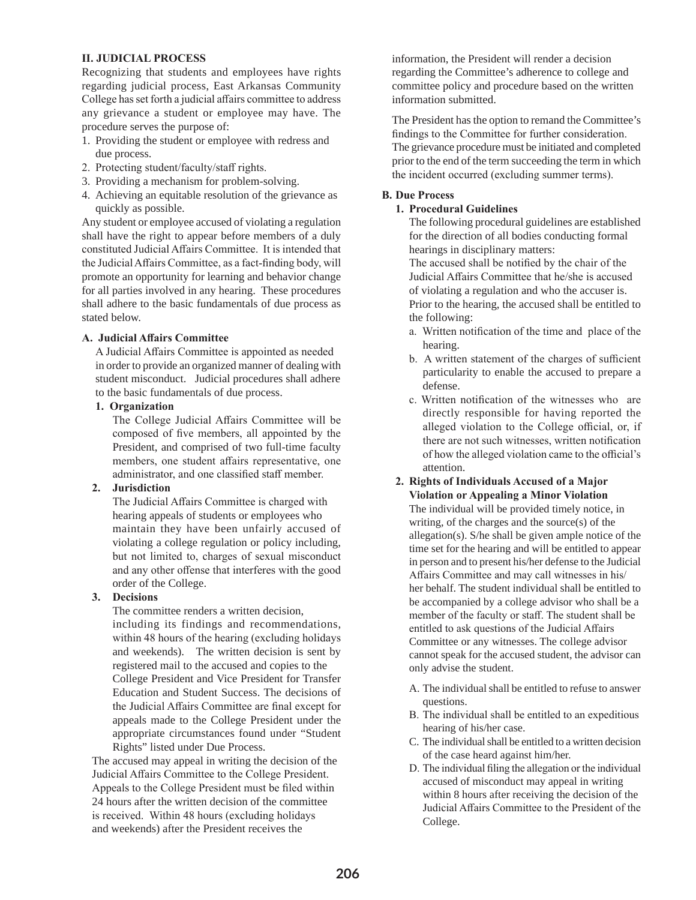## II. JUDICIAL PROCESS

Recognizing that students and employees have rights regarding judicial process, East Arkansas Community College has set forth a judicial affairs committee to address any grievance a student or employee may have. The procedure serves the purpose of:

1. Providing the student or employee with redress and due process.
2. Protecting student/faculty/staff rights.
3. Providing a mechanism for problem-solving.
4. Achieving an equitable resolution of the grievance as quickly as possible.

Any student or employee accused of violating a regulation shall have the right to appear before members of a duly constituted Judicial Affairs Committee. It is intended that the Judicial Affairs Committee, as a fact-finding body, will promote an opportunity for learning and behavior change for all parties involved in any hearing. These procedures shall adhere to the basic fundamentals of due process as stated below.

### A. Judicial Affairs Committee

A Judicial Affairs Committee is appointed as needed in order to provide an organized manner of dealing with student misconduct. Judicial procedures shall adhere to the basic fundamentals of due process.

**1. Organization**

The College Judicial Affairs Committee will be composed of five members, all appointed by the President, and comprised of two full-time faculty members, one student affairs representative, one administrator, and one classified staff member.

**2. Jurisdiction**

The Judicial Affairs Committee is charged with hearing appeals of students or employees who maintain they have been unfairly accused of violating a college regulation or policy including, but not limited to, charges of sexual misconduct and any other offense that interferes with the good order of the College.

**3. Decisions**

The committee renders a written decision, including its findings and recommendations, within 48 hours of the hearing (excluding holidays and weekends). The written decision is sent by registered mail to the accused and copies to the College President and Vice President for Transfer Education and Student Success. The decisions of the Judicial Affairs Committee are final except for appeals made to the College President under the appropriate circumstances found under "Student Rights" listed under Due Process.

The accused may appeal in writing the decision of the Judicial Affairs Committee to the College President. Appeals to the College President must be filed within 24 hours after the written decision of the committee is received. Within 48 hours (excluding holidays and weekends) after the President receives the information, the President will render a decision regarding the Committee's adherence to college and committee policy and procedure based on the written information submitted.

The President has the option to remand the Committee's findings to the Committee for further consideration. The grievance procedure must be initiated and completed prior to the end of the term succeeding the term in which the incident occurred (excluding summer terms).

### B. Due Process

**1. Procedural Guidelines**

The following procedural guidelines are established for the direction of all bodies conducting formal hearings in disciplinary matters:

The accused shall be notified by the chair of the Judicial Affairs Committee that he/she is accused of violating a regulation and who the accuser is. Prior to the hearing, the accused shall be entitled to the following:

a. Written notification of the time and place of the hearing.

b. A written statement of the charges of sufficient particularity to enable the accused to prepare a defense.

c. Written notification of the witnesses who are directly responsible for having reported the alleged violation to the College official, or, if there are not such witnesses, written notification of how the alleged violation came to the official's attention.

**2. Rights of Individuals Accused of a Major Violation or Appealing a Minor Violation**

The individual will be provided timely notice, in writing, of the charges and the source(s) of the allegation(s). S/he shall be given ample notice of the time set for the hearing and will be entitled to appear in person and to present his/her defense to the Judicial Affairs Committee and may call witnesses in his/her behalf. The student individual shall be entitled to be accompanied by a college advisor who shall be a member of the faculty or staff. The student shall be entitled to ask questions of the Judicial Affairs Committee or any witnesses. The college advisor cannot speak for the accused student, the advisor can only advise the student.

A. The individual shall be entitled to refuse to answer questions.

B. The individual shall be entitled to an expeditious hearing of his/her case.

C. The individual shall be entitled to a written decision of the case heard against him/her.

D. The individual filing the allegation or the individual accused of misconduct may appeal in writing within 8 hours after receiving the decision of the Judicial Affairs Committee to the President of the College.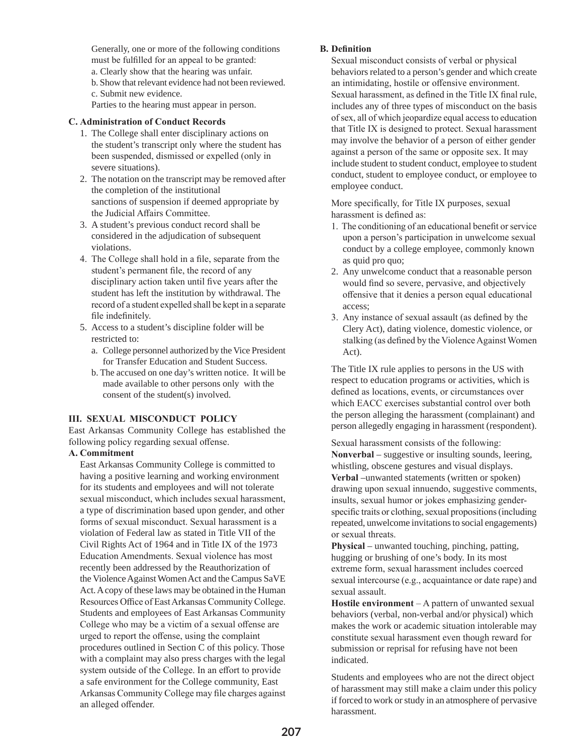Generally, one or more of the following conditions must be fulfilled for an appeal to be granted:

a. Clearly show that the hearing was unfair.
b. Show that relevant evidence had not been reviewed.
c. Submit new evidence.

Parties to the hearing must appear in person.

**C. Administration of Conduct Records**

1. The College shall enter disciplinary actions on the student's transcript only where the student has been suspended, dismissed or expelled (only in severe situations).
2. The notation on the transcript may be removed after the completion of the institutional sanctions of suspension if deemed appropriate by the Judicial Affairs Committee.
3. A student's previous conduct record shall be considered in the adjudication of subsequent violations.
4. The College shall hold in a file, separate from the student's permanent file, the record of any disciplinary action taken until five years after the student has left the institution by withdrawal. The record of a student expelled shall be kept in a separate file indefinitely.
5. Access to a student's discipline folder will be restricted to:
   a. College personnel authorized by the Vice President for Transfer Education and Student Success.
   b. The accused on one day's written notice. It will be made available to other persons only with the consent of the student(s) involved.

## III. SEXUAL MISCONDUCT POLICY

East Arkansas Community College has established the following policy regarding sexual offense.

**A. Commitment**

East Arkansas Community College is committed to having a positive learning and working environment for its students and employees and will not tolerate sexual misconduct, which includes sexual harassment, a type of discrimination based upon gender, and other forms of sexual misconduct. Sexual harassment is a violation of Federal law as stated in Title VII of the Civil Rights Act of 1964 and in Title IX of the 1973 Education Amendments. Sexual violence has most recently been addressed by the Reauthorization of the Violence Against Women Act and the Campus SaVE Act. A copy of these laws may be obtained in the Human Resources Office of East Arkansas Community College. Students and employees of East Arkansas Community College who may be a victim of a sexual offense are urged to report the offense, using the complaint procedures outlined in Section C of this policy. Those with a complaint may also press charges with the legal system outside of the College. In an effort to provide a safe environment for the College community, East Arkansas Community College may file charges against an alleged offender.

**B. Definition**

Sexual misconduct consists of verbal or physical behaviors related to a person's gender and which create an intimidating, hostile or offensive environment. Sexual harassment, as defined in the Title IX final rule, includes any of three types of misconduct on the basis of sex, all of which jeopardize equal access to education that Title IX is designed to protect. Sexual harassment may involve the behavior of a person of either gender against a person of the same or opposite sex. It may include student to student conduct, employee to student conduct, student to employee conduct, or employee to employee conduct.

More specifically, for Title IX purposes, sexual harassment is defined as:

1. The conditioning of an educational benefit or service upon a person's participation in unwelcome sexual conduct by a college employee, commonly known as quid pro quo;
2. Any unwelcome conduct that a reasonable person would find so severe, pervasive, and objectively offensive that it denies a person equal educational access;
3. Any instance of sexual assault (as defined by the Clery Act), dating violence, domestic violence, or stalking (as defined by the Violence Against Women Act).

The Title IX rule applies to persons in the US with respect to education programs or activities, which is defined as locations, events, or circumstances over which EACC exercises substantial control over both the person alleging the harassment (complainant) and person allegedly engaging in harassment (respondent).

Sexual harassment consists of the following:

**Nonverbal** – suggestive or insulting sounds, leering, whistling, obscene gestures and visual displays.

**Verbal** –unwanted statements (written or spoken) drawing upon sexual innuendo, suggestive comments, insults, sexual humor or jokes emphasizing gender-specific traits or clothing, sexual propositions (including repeated, unwelcome invitations to social engagements) or sexual threats.

**Physical** – unwanted touching, pinching, patting, hugging or brushing of one's body. In its most extreme form, sexual harassment includes coerced sexual intercourse (e.g., acquaintance or date rape) and sexual assault.

**Hostile environment** – A pattern of unwanted sexual behaviors (verbal, non-verbal and/or physical) which makes the work or academic situation intolerable may constitute sexual harassment even though reward for submission or reprisal for refusing have not been indicated.

Students and employees who are not the direct object of harassment may still make a claim under this policy if forced to work or study in an atmosphere of pervasive harassment.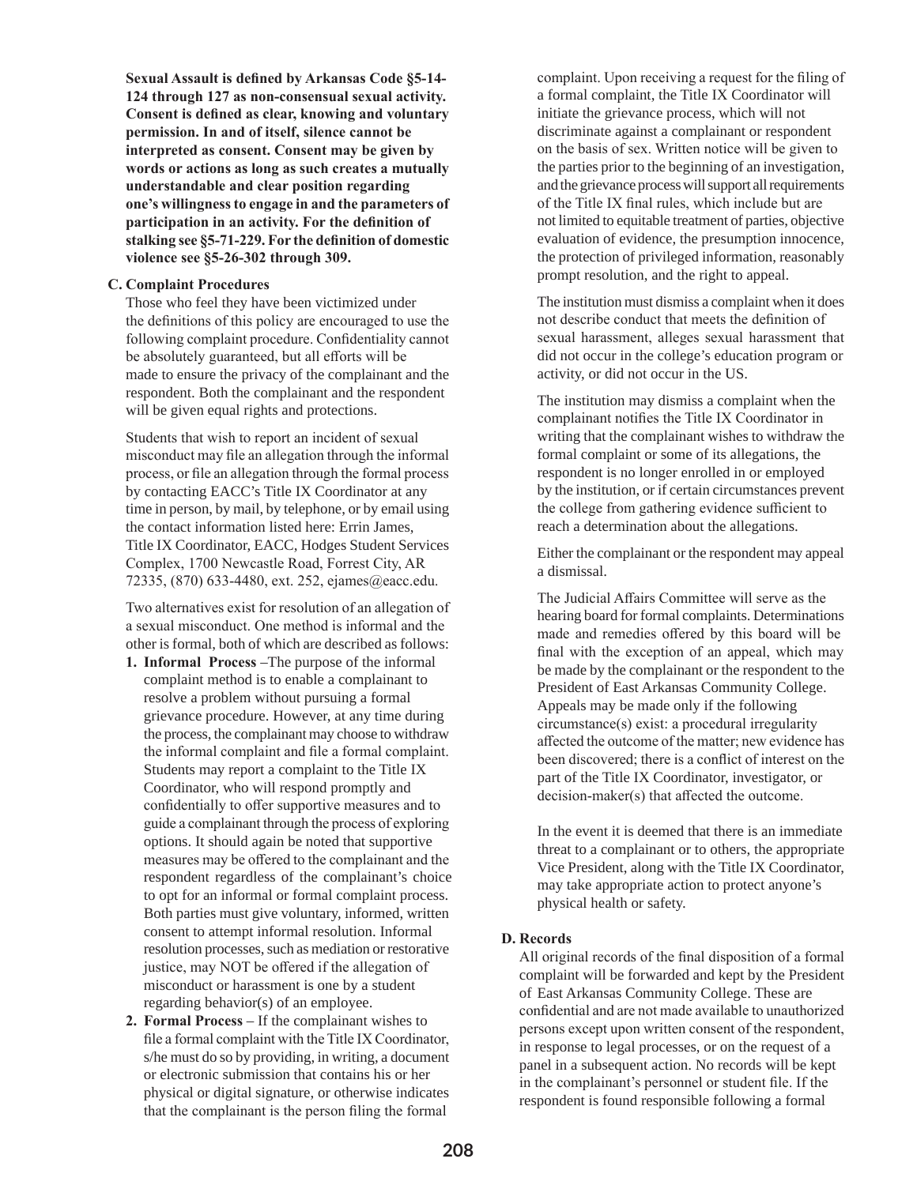**Sexual Assault is defined by Arkansas Code §5-14-124 through 127 as non-consensual sexual activity. Consent is defined as clear, knowing and voluntary permission. In and of itself, silence cannot be interpreted as consent. Consent may be given by words or actions as long as such creates a mutually understandable and clear position regarding one's willingness to engage in and the parameters of participation in an activity. For the definition of stalking see §5-71-229. For the definition of domestic violence see §5-26-302 through 309.**

**C. Complaint Procedures**

Those who feel they have been victimized under the definitions of this policy are encouraged to use the following complaint procedure. Confidentiality cannot be absolutely guaranteed, but all efforts will be made to ensure the privacy of the complainant and the respondent. Both the complainant and the respondent will be given equal rights and protections.

Students that wish to report an incident of sexual misconduct may file an allegation through the informal process, or file an allegation through the formal process by contacting EACC's Title IX Coordinator at any time in person, by mail, by telephone, or by email using the contact information listed here: Errin James, Title IX Coordinator, EACC, Hodges Student Services Complex, 1700 Newcastle Road, Forrest City, AR 72335, (870) 633-4480, ext. 252, ejames@eacc.edu.

Two alternatives exist for resolution of an allegation of a sexual misconduct. One method is informal and the other is formal, both of which are described as follows:

1. **Informal Process** –The purpose of the informal complaint method is to enable a complainant to resolve a problem without pursuing a formal grievance procedure. However, at any time during the process, the complainant may choose to withdraw the informal complaint and file a formal complaint. Students may report a complaint to the Title IX Coordinator, who will respond promptly and confidentially to offer supportive measures and to guide a complainant through the process of exploring options. It should again be noted that supportive measures may be offered to the complainant and the respondent regardless of the complainant's choice to opt for an informal or formal complaint process. Both parties must give voluntary, informed, written consent to attempt informal resolution. Informal resolution processes, such as mediation or restorative justice, may NOT be offered if the allegation of misconduct or harassment is one by a student regarding behavior(s) of an employee.
2. **Formal Process** – If the complainant wishes to file a formal complaint with the Title IX Coordinator, s/he must do so by providing, in writing, a document or electronic submission that contains his or her physical or digital signature, or otherwise indicates that the complainant is the person filing the formal complaint. Upon receiving a request for the filing of a formal complaint, the Title IX Coordinator will initiate the grievance process, which will not discriminate against a complainant or respondent on the basis of sex. Written notice will be given to the parties prior to the beginning of an investigation, and the grievance process will support all requirements of the Title IX final rules, which include but are not limited to equitable treatment of parties, objective evaluation of evidence, the presumption innocence, the protection of privileged information, reasonably prompt resolution, and the right to appeal.

   The institution must dismiss a complaint when it does not describe conduct that meets the definition of sexual harassment, alleges sexual harassment that did not occur in the college's education program or activity, or did not occur in the US.

   The institution may dismiss a complaint when the complainant notifies the Title IX Coordinator in writing that the complainant wishes to withdraw the formal complaint or some of its allegations, the respondent is no longer enrolled in or employed by the institution, or if certain circumstances prevent the college from gathering evidence sufficient to reach a determination about the allegations.

   Either the complainant or the respondent may appeal a dismissal.

   The Judicial Affairs Committee will serve as the hearing board for formal complaints. Determinations made and remedies offered by this board will be final with the exception of an appeal, which may be made by the complainant or the respondent to the President of East Arkansas Community College. Appeals may be made only if the following circumstance(s) exist: a procedural irregularity affected the outcome of the matter; new evidence has been discovered; there is a conflict of interest on the part of the Title IX Coordinator, investigator, or decision-maker(s) that affected the outcome.

   In the event it is deemed that there is an immediate threat to a complainant or to others, the appropriate Vice President, along with the Title IX Coordinator, may take appropriate action to protect anyone's physical health or safety.

**D. Records**

All original records of the final disposition of a formal complaint will be forwarded and kept by the President of East Arkansas Community College. These are confidential and are not made available to unauthorized persons except upon written consent of the respondent, in response to legal processes, or on the request of a panel in a subsequent action. No records will be kept in the complainant's personnel or student file. If the respondent is found responsible following a formal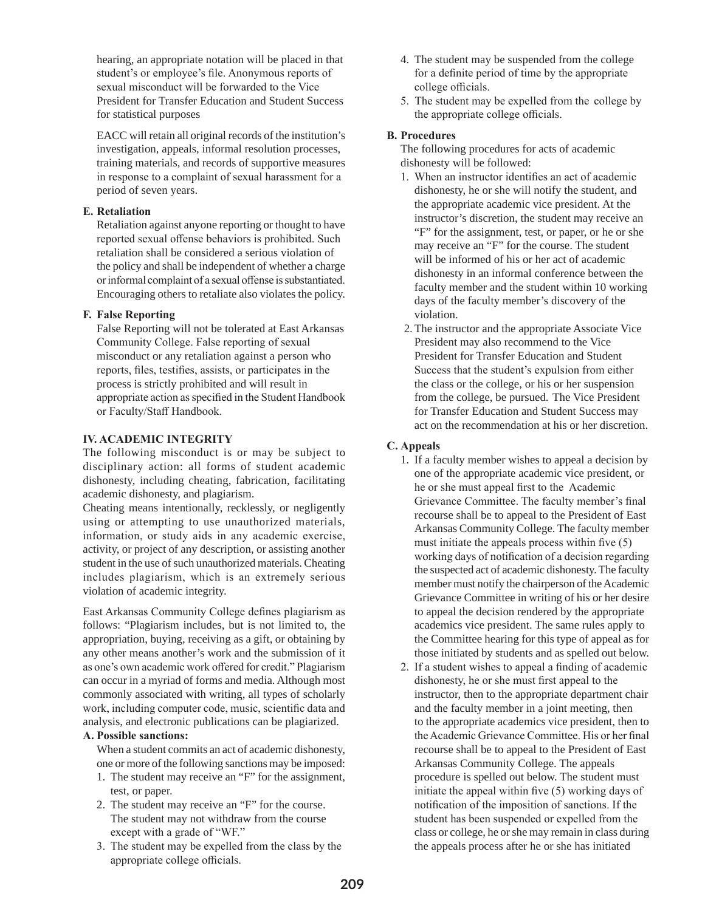hearing, an appropriate notation will be placed in that student's or employee's file. Anonymous reports of sexual misconduct will be forwarded to the Vice President for Transfer Education and Student Success for statistical purposes

EACC will retain all original records of the institution's investigation, appeals, informal resolution processes, training materials, and records of supportive measures in response to a complaint of sexual harassment for a period of seven years.

**E. Retaliation**

Retaliation against anyone reporting or thought to have reported sexual offense behaviors is prohibited. Such retaliation shall be considered a serious violation of the policy and shall be independent of whether a charge or informal complaint of a sexual offense is substantiated. Encouraging others to retaliate also violates the policy.

**F. False Reporting**

False Reporting will not be tolerated at East Arkansas Community College. False reporting of sexual misconduct or any retaliation against a person who reports, files, testifies, assists, or participates in the process is strictly prohibited and will result in appropriate action as specified in the Student Handbook or Faculty/Staff Handbook.

## IV. ACADEMIC INTEGRITY

The following misconduct is or may be subject to disciplinary action: all forms of student academic dishonesty, including cheating, fabrication, facilitating academic dishonesty, and plagiarism.

Cheating means intentionally, recklessly, or negligently using or attempting to use unauthorized materials, information, or study aids in any academic exercise, activity, or project of any description, or assisting another student in the use of such unauthorized materials. Cheating includes plagiarism, which is an extremely serious violation of academic integrity.

East Arkansas Community College defines plagiarism as follows: "Plagiarism includes, but is not limited to, the appropriation, buying, receiving as a gift, or obtaining by any other means another's work and the submission of it as one's own academic work offered for credit." Plagiarism can occur in a myriad of forms and media. Although most commonly associated with writing, all types of scholarly work, including computer code, music, scientific data and analysis, and electronic publications can be plagiarized.

**A. Possible sanctions:**

When a student commits an act of academic dishonesty, one or more of the following sanctions may be imposed:

1. The student may receive an "F" for the assignment, test, or paper.
2. The student may receive an "F" for the course. The student may not withdraw from the course except with a grade of "WF."
3. The student may be expelled from the class by the appropriate college officials.
4. The student may be suspended from the college for a definite period of time by the appropriate college officials.
5. The student may be expelled from the college by the appropriate college officials.

**B. Procedures**

The following procedures for acts of academic dishonesty will be followed:

1. When an instructor identifies an act of academic dishonesty, he or she will notify the student, and the appropriate academic vice president. At the instructor's discretion, the student may receive an "F" for the assignment, test, or paper, or he or she may receive an "F" for the course. The student will be informed of his or her act of academic dishonesty in an informal conference between the faculty member and the student within 10 working days of the faculty member's discovery of the violation.
2. The instructor and the appropriate Associate Vice President may also recommend to the Vice President for Transfer Education and Student Success that the student's expulsion from either the class or the college, or his or her suspension from the college, be pursued. The Vice President for Transfer Education and Student Success may act on the recommendation at his or her discretion.

**C. Appeals**

1. If a faculty member wishes to appeal a decision by one of the appropriate academic vice president, or he or she must appeal first to the Academic Grievance Committee. The faculty member's final recourse shall be to appeal to the President of East Arkansas Community College. The faculty member must initiate the appeals process within five (5) working days of notification of a decision regarding the suspected act of academic dishonesty. The faculty member must notify the chairperson of the Academic Grievance Committee in writing of his or her desire to appeal the decision rendered by the appropriate academics vice president. The same rules apply to the Committee hearing for this type of appeal as for those initiated by students and as spelled out below.
2. If a student wishes to appeal a finding of academic dishonesty, he or she must first appeal to the instructor, then to the appropriate department chair and the faculty member in a joint meeting, then to the appropriate academics vice president, then to the Academic Grievance Committee. His or her final recourse shall be to appeal to the President of East Arkansas Community College. The appeals procedure is spelled out below. The student must initiate the appeal within five (5) working days of notification of the imposition of sanctions. If the student has been suspended or expelled from the class or college, he or she may remain in class during the appeals process after he or she has initiated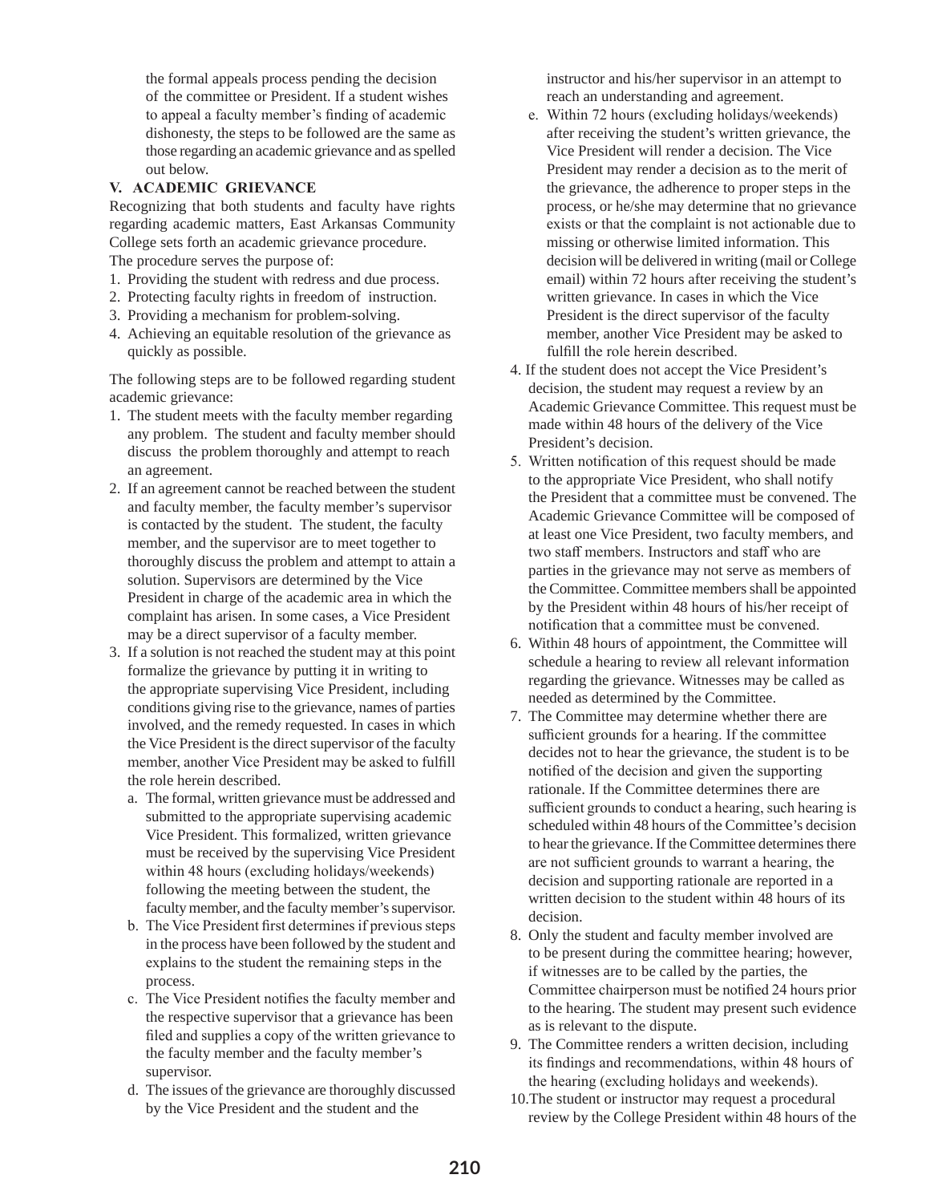the formal appeals process pending the decision of the committee or President. If a student wishes to appeal a faculty member's finding of academic dishonesty, the steps to be followed are the same as those regarding an academic grievance and as spelled out below.

## V. ACADEMIC GRIEVANCE

Recognizing that both students and faculty have rights regarding academic matters, East Arkansas Community College sets forth an academic grievance procedure. The procedure serves the purpose of:

1. Providing the student with redress and due process.
2. Protecting faculty rights in freedom of instruction.
3. Providing a mechanism for problem-solving.
4. Achieving an equitable resolution of the grievance as quickly as possible.

The following steps are to be followed regarding student academic grievance:

1. The student meets with the faculty member regarding any problem. The student and faculty member should discuss the problem thoroughly and attempt to reach an agreement.
2. If an agreement cannot be reached between the student and faculty member, the faculty member's supervisor is contacted by the student. The student, the faculty member, and the supervisor are to meet together to thoroughly discuss the problem and attempt to attain a solution. Supervisors are determined by the Vice President in charge of the academic area in which the complaint has arisen. In some cases, a Vice President may be a direct supervisor of a faculty member.
3. If a solution is not reached the student may at this point formalize the grievance by putting it in writing to the appropriate supervising Vice President, including conditions giving rise to the grievance, names of parties involved, and the remedy requested. In cases in which the Vice President is the direct supervisor of the faculty member, another Vice President may be asked to fulfill the role herein described.
   a. The formal, written grievance must be addressed and submitted to the appropriate supervising academic Vice President. This formalized, written grievance must be received by the supervising Vice President within 48 hours (excluding holidays/weekends) following the meeting between the student, the faculty member, and the faculty member's supervisor.
   b. The Vice President first determines if previous steps in the process have been followed by the student and explains to the student the remaining steps in the process.
   c. The Vice President notifies the faculty member and the respective supervisor that a grievance has been filed and supplies a copy of the written grievance to the faculty member and the faculty member's supervisor.
   d. The issues of the grievance are thoroughly discussed by the Vice President and the student and the instructor and his/her supervisor in an attempt to reach an understanding and agreement.
   e. Within 72 hours (excluding holidays/weekends) after receiving the student's written grievance, the Vice President will render a decision. The Vice President may render a decision as to the merit of the grievance, the adherence to proper steps in the process, or he/she may determine that no grievance exists or that the complaint is not actionable due to missing or otherwise limited information. This decision will be delivered in writing (mail or College email) within 72 hours after receiving the student's written grievance. In cases in which the Vice President is the direct supervisor of the faculty member, another Vice President may be asked to fulfill the role herein described.
4. If the student does not accept the Vice President's decision, the student may request a review by an Academic Grievance Committee. This request must be made within 48 hours of the delivery of the Vice President's decision.
5. Written notification of this request should be made to the appropriate Vice President, who shall notify the President that a committee must be convened. The Academic Grievance Committee will be composed of at least one Vice President, two faculty members, and two staff members. Instructors and staff who are parties in the grievance may not serve as members of the Committee. Committee members shall be appointed by the President within 48 hours of his/her receipt of notification that a committee must be convened.
6. Within 48 hours of appointment, the Committee will schedule a hearing to review all relevant information regarding the grievance. Witnesses may be called as needed as determined by the Committee.
7. The Committee may determine whether there are sufficient grounds for a hearing. If the committee decides not to hear the grievance, the student is to be notified of the decision and given the supporting rationale. If the Committee determines there are sufficient grounds to conduct a hearing, such hearing is scheduled within 48 hours of the Committee's decision to hear the grievance. If the Committee determines there are not sufficient grounds to warrant a hearing, the decision and supporting rationale are reported in a written decision to the student within 48 hours of its decision.
8. Only the student and faculty member involved are to be present during the committee hearing; however, if witnesses are to be called by the parties, the Committee chairperson must be notified 24 hours prior to the hearing. The student may present such evidence as is relevant to the dispute.
9. The Committee renders a written decision, including its findings and recommendations, within 48 hours of the hearing (excluding holidays and weekends).
10. The student or instructor may request a procedural review by the College President within 48 hours of the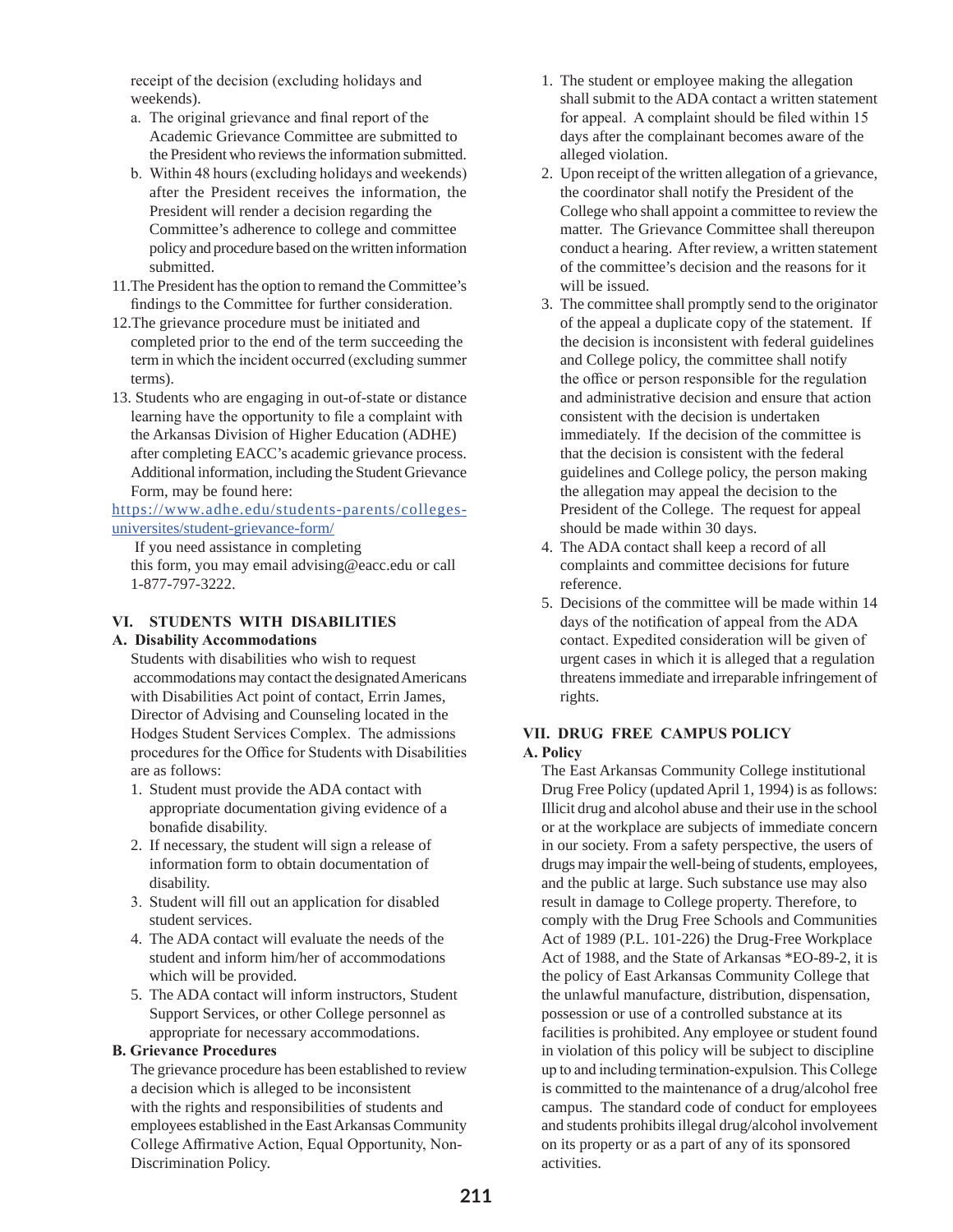receipt of the decision (excluding holidays and weekends).

   a. The original grievance and final report of the Academic Grievance Committee are submitted to the President who reviews the information submitted.
   b. Within 48 hours (excluding holidays and weekends) after the President receives the information, the President will render a decision regarding the Committee's adherence to college and committee policy and procedure based on the written information submitted.

11. The President has the option to remand the Committee's findings to the Committee for further consideration.
12. The grievance procedure must be initiated and completed prior to the end of the term succeeding the term in which the incident occurred (excluding summer terms).
13. Students who are engaging in out-of-state or distance learning have the opportunity to file a complaint with the Arkansas Division of Higher Education (ADHE) after completing EACC's academic grievance process. Additional information, including the Student Grievance Form, may be found here:

[https://www.adhe.edu/students-parents/colleges-universites/student-grievance-form/](https://www.adhe.edu/students-parents/colleges-universites/student-grievance-form/)

If you need assistance in completing this form, you may email advising@eacc.edu or call 1-877-797-3222.

## VI. STUDENTS WITH DISABILITIES

### A. Disability Accommodations

Students with disabilities who wish to request accommodations may contact the designated Americans with Disabilities Act point of contact, Errin James, Director of Advising and Counseling located in the Hodges Student Services Complex. The admissions procedures for the Office for Students with Disabilities are as follows:

1. Student must provide the ADA contact with appropriate documentation giving evidence of a bonafide disability.
2. If necessary, the student will sign a release of information form to obtain documentation of disability.
3. Student will fill out an application for disabled student services.
4. The ADA contact will evaluate the needs of the student and inform him/her of accommodations which will be provided.
5. The ADA contact will inform instructors, Student Support Services, or other College personnel as appropriate for necessary accommodations.

### B. Grievance Procedures

The grievance procedure has been established to review a decision which is alleged to be inconsistent with the rights and responsibilities of students and employees established in the East Arkansas Community College Affirmative Action, Equal Opportunity, Non-Discrimination Policy.

1. The student or employee making the allegation shall submit to the ADA contact a written statement for appeal. A complaint should be filed within 15 days after the complainant becomes aware of the alleged violation.
2. Upon receipt of the written allegation of a grievance, the coordinator shall notify the President of the College who shall appoint a committee to review the matter. The Grievance Committee shall thereupon conduct a hearing. After review, a written statement of the committee's decision and the reasons for it will be issued.
3. The committee shall promptly send to the originator of the appeal a duplicate copy of the statement. If the decision is inconsistent with federal guidelines and College policy, the committee shall notify the office or person responsible for the regulation and administrative decision and ensure that action consistent with the decision is undertaken immediately. If the decision of the committee is that the decision is consistent with the federal guidelines and College policy, the person making the allegation may appeal the decision to the President of the College. The request for appeal should be made within 30 days.
4. The ADA contact shall keep a record of all complaints and committee decisions for future reference.
5. Decisions of the committee will be made within 14 days of the notification of appeal from the ADA contact. Expedited consideration will be given of urgent cases in which it is alleged that a regulation threatens immediate and irreparable infringement of rights.

## VII. DRUG FREE CAMPUS POLICY

### A. Policy

The East Arkansas Community College institutional Drug Free Policy (updated April 1, 1994) is as follows: Illicit drug and alcohol abuse and their use in the school or at the workplace are subjects of immediate concern in our society. From a safety perspective, the users of drugs may impair the well-being of students, employees, and the public at large. Such substance use may also result in damage to College property. Therefore, to comply with the Drug Free Schools and Communities Act of 1989 (P.L. 101-226) the Drug-Free Workplace Act of 1988, and the State of Arkansas *EO-89-2, it is the policy of East Arkansas Community College that the unlawful manufacture, distribution, dispensation, possession or use of a controlled substance at its facilities is prohibited. Any employee or student found in violation of this policy will be subject to discipline up to and including termination-expulsion. This College is committed to the maintenance of a drug/alcohol free campus. The standard code of conduct for employees and students prohibits illegal drug/alcohol involvement on its property or as a part of any of its sponsored activities.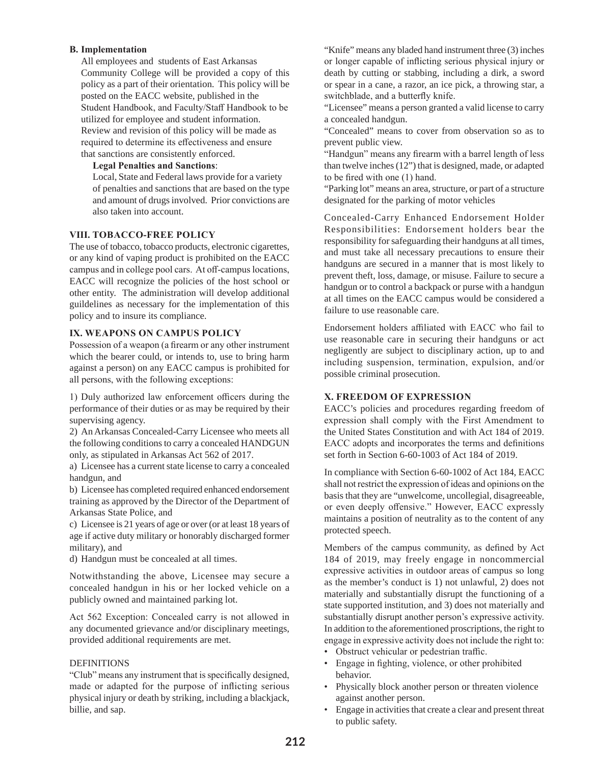**B. Implementation**

All employees and students of East Arkansas Community College will be provided a copy of this policy as a part of their orientation. This policy will be posted on the EACC website, published in the Student Handbook, and Faculty/Staff Handbook to be utilized for employee and student information. Review and revision of this policy will be made as required to determine its effectiveness and ensure that sanctions are consistently enforced.

**Legal Penalties and Sanctions**:

Local, State and Federal laws provide for a variety of penalties and sanctions that are based on the type and amount of drugs involved. Prior convictions are also taken into account.

### VIII. TOBACCO-FREE POLICY

The use of tobacco, tobacco products, electronic cigarettes, or any kind of vaping product is prohibited on the EACC campus and in college pool cars. At off-campus locations, EACC will recognize the policies of the host school or other entity. The administration will develop additional guildelines as necessary for the implementation of this policy and to insure its compliance.

### IX. WEAPONS ON CAMPUS POLICY

Possession of a weapon (a firearm or any other instrument which the bearer could, or intends to, use to bring harm against a person) on any EACC campus is prohibited for all persons, with the following exceptions:

1) Duly authorized law enforcement officers during the performance of their duties or as may be required by their supervising agency.

2) An Arkansas Concealed-Carry Licensee who meets all the following conditions to carry a concealed HANDGUN only, as stipulated in Arkansas Act 562 of 2017.

a) Licensee has a current state license to carry a concealed handgun, and

b) Licensee has completed required enhanced endorsement training as approved by the Director of the Department of Arkansas State Police, and

c) Licensee is 21 years of age or over (or at least 18 years of age if active duty military or honorably discharged former military), and

d) Handgun must be concealed at all times.

Notwithstanding the above, Licensee may secure a concealed handgun in his or her locked vehicle on a publicly owned and maintained parking lot.

Act 562 Exception: Concealed carry is not allowed in any documented grievance and/or disciplinary meetings, provided additional requirements are met.

DEFINITIONS

"Club" means any instrument that is specifically designed, made or adapted for the purpose of inflicting serious physical injury or death by striking, including a blackjack, billie, and sap.

"Knife" means any bladed hand instrument three (3) inches or longer capable of inflicting serious physical injury or death by cutting or stabbing, including a dirk, a sword or spear in a cane, a razor, an ice pick, a throwing star, a switchblade, and a butterfly knife.

"Licensee" means a person granted a valid license to carry a concealed handgun.

"Concealed" means to cover from observation so as to prevent public view.

"Handgun" means any firearm with a barrel length of less than twelve inches (12") that is designed, made, or adapted to be fired with one (1) hand.

"Parking lot" means an area, structure, or part of a structure designated for the parking of motor vehicles

Concealed-Carry Enhanced Endorsement Holder Responsibilities: Endorsement holders bear the responsibility for safeguarding their handguns at all times, and must take all necessary precautions to ensure their handguns are secured in a manner that is most likely to prevent theft, loss, damage, or misuse. Failure to secure a handgun or to control a backpack or purse with a handgun at all times on the EACC campus would be considered a failure to use reasonable care.

Endorsement holders affiliated with EACC who fail to use reasonable care in securing their handguns or act negligently are subject to disciplinary action, up to and including suspension, termination, expulsion, and/or possible criminal prosecution.

### X. FREEDOM OF EXPRESSION

EACC's policies and procedures regarding freedom of expression shall comply with the First Amendment to the United States Constitution and with Act 184 of 2019. EACC adopts and incorporates the terms and definitions set forth in Section 6-60-1003 of Act 184 of 2019.

In compliance with Section 6-60-1002 of Act 184, EACC shall not restrict the expression of ideas and opinions on the basis that they are "unwelcome, uncollegial, disagreeable, or even deeply offensive." However, EACC expressly maintains a position of neutrality as to the content of any protected speech.

Members of the campus community, as defined by Act 184 of 2019, may freely engage in noncommercial expressive activities in outdoor areas of campus so long as the member's conduct is 1) not unlawful, 2) does not materially and substantially disrupt the functioning of a state supported institution, and 3) does not materially and substantially disrupt another person's expressive activity. In addition to the aforementioned proscriptions, the right to engage in expressive activity does not include the right to:

- Obstruct vehicular or pedestrian traffic.
- Engage in fighting, violence, or other prohibited behavior.
- Physically block another person or threaten violence against another person.
- Engage in activities that create a clear and present threat to public safety.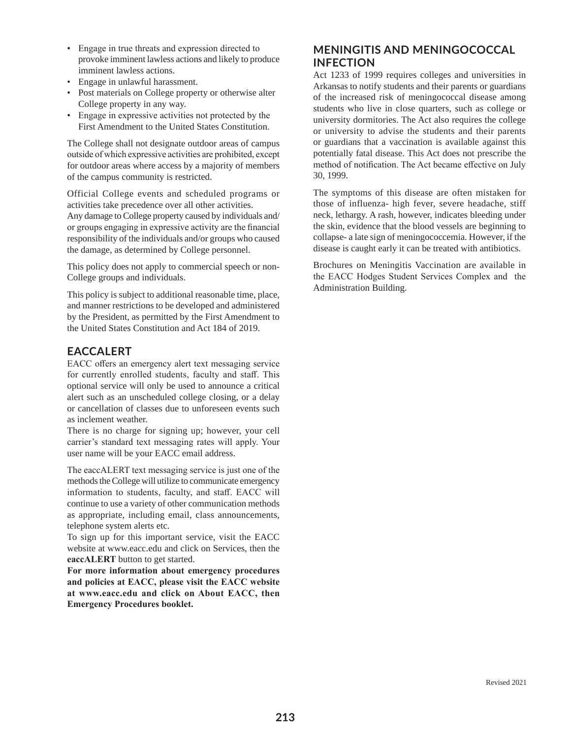- Engage in true threats and expression directed to provoke imminent lawless actions and likely to produce imminent lawless actions.
- Engage in unlawful harassment.
- Post materials on College property or otherwise alter College property in any way.
- Engage in expressive activities not protected by the First Amendment to the United States Constitution.

The College shall not designate outdoor areas of campus outside of which expressive activities are prohibited, except for outdoor areas where access by a majority of members of the campus community is restricted.

Official College events and scheduled programs or activities take precedence over all other activities.
Any damage to College property caused by individuals and/or groups engaging in expressive activity are the financial responsibility of the individuals and/or groups who caused the damage, as determined by College personnel.

This policy does not apply to commercial speech or non-College groups and individuals.

This policy is subject to additional reasonable time, place, and manner restrictions to be developed and administered by the President, as permitted by the First Amendment to the United States Constitution and Act 184 of 2019.

## EACCALERT

EACC offers an emergency alert text messaging service for currently enrolled students, faculty and staff. This optional service will only be used to announce a critical alert such as an unscheduled college closing, or a delay or cancellation of classes due to unforeseen events such as inclement weather.
There is no charge for signing up; however, your cell carrier's standard text messaging rates will apply. Your user name will be your EACC email address.

The eaccALERT text messaging service is just one of the methods the College will utilize to communicate emergency information to students, faculty, and staff. EACC will continue to use a variety of other communication methods as appropriate, including email, class announcements, telephone system alerts etc.
To sign up for this important service, visit the EACC website at www.eacc.edu and click on Services, then the **eaccALERT** button to get started.
**For more information about emergency procedures and policies at EACC, please visit the EACC website at www.eacc.edu and click on About EACC, then Emergency Procedures booklet.**

## MENINGITIS AND MENINGOCOCCAL INFECTION

Act 1233 of 1999 requires colleges and universities in Arkansas to notify students and their parents or guardians of the increased risk of meningococcal disease among students who live in close quarters, such as college or university dormitories. The Act also requires the college or university to advise the students and their parents or guardians that a vaccination is available against this potentially fatal disease. This Act does not prescribe the method of notification. The Act became effective on July 30, 1999.

The symptoms of this disease are often mistaken for those of influenza- high fever, severe headache, stiff neck, lethargy. A rash, however, indicates bleeding under the skin, evidence that the blood vessels are beginning to collapse- a late sign of meningococcemia. However, if the disease is caught early it can be treated with antibiotics.

Brochures on Meningitis Vaccination are available in the EACC Hodges Student Services Complex and the Administration Building.

Revised 2021